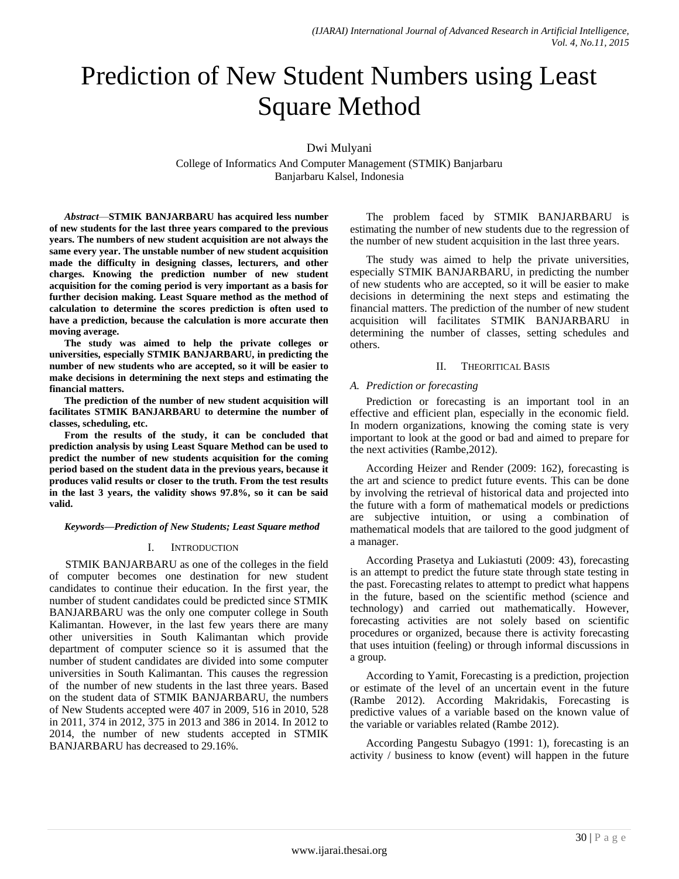# Prediction of New Student Numbers using Least Square Method

Dwi Mulyani

College of Informatics And Computer Management (STMIK) Banjarbaru
Banjarbaru Kalsel, Indonesia

***Abstract*—STMIK BANJARBARU has acquired less number of new students for the last three years compared to the previous years. The numbers of new student acquisition are not always the same every year. The unstable number of new student acquisition made the difficulty in designing classes, lecturers, and other charges. Knowing the prediction number of new student acquisition for the coming period is very important as a basis for further decision making. Least Square method as the method of calculation to determine the scores prediction is often used to have a prediction, because the calculation is more accurate then moving average.**

**The study was aimed to help the private colleges or universities, especially STMIK BANJARBARU, in predicting the number of new students who are accepted, so it will be easier to make decisions in determining the next steps and estimating the financial matters.**

**The prediction of the number of new student acquisition will facilitates STMIK BANJARBARU to determine the number of classes, scheduling, etc.**

**From the results of the study, it can be concluded that prediction analysis by using Least Square Method can be used to predict the number of new students acquisition for the coming period based on the student data in the previous years, because it produces valid results or closer to the truth. From the test results in the last 3 years, the validity shows 97.8%, so it can be said valid.**

***Keywords—Prediction of New Students; Least Square method***

## I. Introduction

STMIK BANJARBARU as one of the colleges in the field of computer becomes one destination for new student candidates to continue their education. In the first year, the number of student candidates could be predicted since STMIK BANJARBARU was the only one computer college in South Kalimantan. However, in the last few years there are many other universities in South Kalimantan which provide department of computer science so it is assumed that the number of student candidates are divided into some computer universities in South Kalimantan. This causes the regression of the number of new students in the last three years. Based on the student data of STMIK BANJARBARU, the numbers of New Students accepted were 407 in 2009, 516 in 2010, 528 in 2011, 374 in 2012, 375 in 2013 and 386 in 2014. In 2012 to 2014, the number of new students accepted in STMIK BANJARBARU has decreased to 29.16%.

The problem faced by STMIK BANJARBARU is estimating the number of new students due to the regression of the number of new student acquisition in the last three years.

The study was aimed to help the private universities, especially STMIK BANJARBARU, in predicting the number of new students who are accepted, so it will be easier to make decisions in determining the next steps and estimating the financial matters. The prediction of the number of new student acquisition will facilitates STMIK BANJARBARU in determining the number of classes, setting schedules and others.

## II. Theoritical Basis

### *A. Prediction or forecasting*

Prediction or forecasting is an important tool in an effective and efficient plan, especially in the economic field. In modern organizations, knowing the coming state is very important to look at the good or bad and aimed to prepare for the next activities (Rambe,2012).

According Heizer and Render (2009: 162), forecasting is the art and science to predict future events. This can be done by involving the retrieval of historical data and projected into the future with a form of mathematical models or predictions are subjective intuition, or using a combination of mathematical models that are tailored to the good judgment of a manager.

According Prasetya and Lukiastuti (2009: 43), forecasting is an attempt to predict the future state through state testing in the past. Forecasting relates to attempt to predict what happens in the future, based on the scientific method (science and technology) and carried out mathematically. However, forecasting activities are not solely based on scientific procedures or organized, because there is activity forecasting that uses intuition (feeling) or through informal discussions in a group.

According to Yamit, Forecasting is a prediction, projection or estimate of the level of an uncertain event in the future (Rambe 2012). According Makridakis, Forecasting is predictive values of a variable based on the known value of the variable or variables related (Rambe 2012).

According Pangestu Subagyo (1991: 1), forecasting is an activity / business to know (event) will happen in the future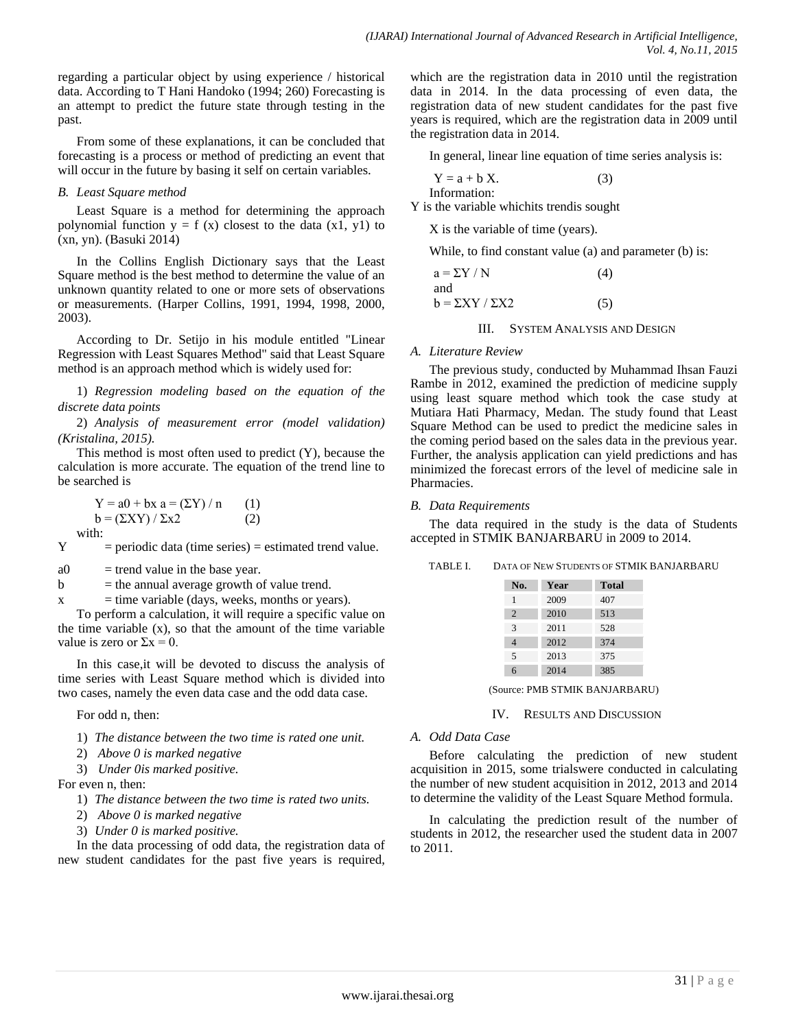regarding a particular object by using experience / historical data. According to T Hani Handoko (1994; 260) Forecasting is an attempt to predict the future state through testing in the past.

From some of these explanations, it can be concluded that forecasting is a process or method of predicting an event that will occur in the future by basing it self on certain variables.

### *B. Least Square method*

Least Square is a method for determining the approach polynomial function $y = f(x)$ closest to the data ($x1$, $y1$) to ($xn$, $yn$). (Basuki 2014)

In the Collins English Dictionary says that the Least Square method is the best method to determine the value of an unknown quantity related to one or more sets of observations or measurements. (Harper Collins, 1991, 1994, 1998, 2000, 2003).

According to Dr. Setijo in his module entitled "Linear Regression with Least Squares Method" said that Least Square method is an approach method which is widely used for:

1) *Regression modeling based on the equation of the discrete data points*

2) *Analysis of measurement error (model validation) (Kristalina, 2015).*

This method is most often used to predict (Y), because the calculation is more accurate. The equation of the trend line to be searched is

$$Y = a0 + bx \quad a = (\Sigma Y) / n \qquad (1)$$

$$b = (\Sigma XY) / \Sigma x2 \qquad (2)$$

with:

Y = periodic data (time series) = estimated trend value.

a0 = trend value in the base year.

b = the annual average growth of value trend.

x = time variable (days, weeks, months or years).

To perform a calculation, it will require a specific value on the time variable (x), so that the amount of the time variable value is zero or $\Sigma x = 0$.

In this case,it will be devoted to discuss the analysis of time series with Least Square method which is divided into two cases, namely the even data case and the odd data case.

For odd n, then:

1) *The distance between the two time is rated one unit.*
2) *Above 0 is marked negative*
3) *Under 0is marked positive.*

For even n, then:

1) *The distance between the two time is rated two units.*
2) *Above 0 is marked negative*
3) *Under 0 is marked positive.*

In the data processing of odd data, the registration data of new student candidates for the past five years is required, which are the registration data in 2010 until the registration data in 2014. In the data processing of even data, the registration data of new student candidates for the past five years is required, which are the registration data in 2009 until the registration data in 2014.

In general, linear line equation of time series analysis is:

$$Y = a + b X. \qquad (3)$$

Information:

Y is the variable whichits trendis sought

X is the variable of time (years).

While, to find constant value (a) and parameter (b) is:

$$a = \Sigma Y / N \qquad (4)$$

and

$$b = \Sigma XY / \Sigma X2 \qquad (5)$$

## III. System Analysis and Design

### *A. Literature Review*

The previous study, conducted by Muhammad Ihsan Fauzi Rambe in 2012, examined the prediction of medicine supply using least square method which took the case study at Mutiara Hati Pharmacy, Medan. The study found that Least Square Method can be used to predict the medicine sales in the coming period based on the sales data in the previous year. Further, the analysis application can yield predictions and has minimized the forecast errors of the level of medicine sale in Pharmacies.

### *B. Data Requirements*

The data required in the study is the data of Students accepted in STMIK BANJARBARU in 2009 to 2014.

TABLE I. Data of New Students of STMIK BANJARBARU

| No. | Year | Total |
|---|---|---|
| 1 | 2009 | 407 |
| 2 | 2010 | 513 |
| 3 | 2011 | 528 |
| 4 | 2012 | 374 |
| 5 | 2013 | 375 |
| 6 | 2014 | 385 |

(Source: PMB STMIK BANJARBARU)

## IV. Results and Discussion

### *A. Odd Data Case*

Before calculating the prediction of new student acquisition in 2015, some trialswere conducted in calculating the number of new student acquisition in 2012, 2013 and 2014 to determine the validity of the Least Square Method formula.

In calculating the prediction result of the number of students in 2012, the researcher used the student data in 2007 to 2011.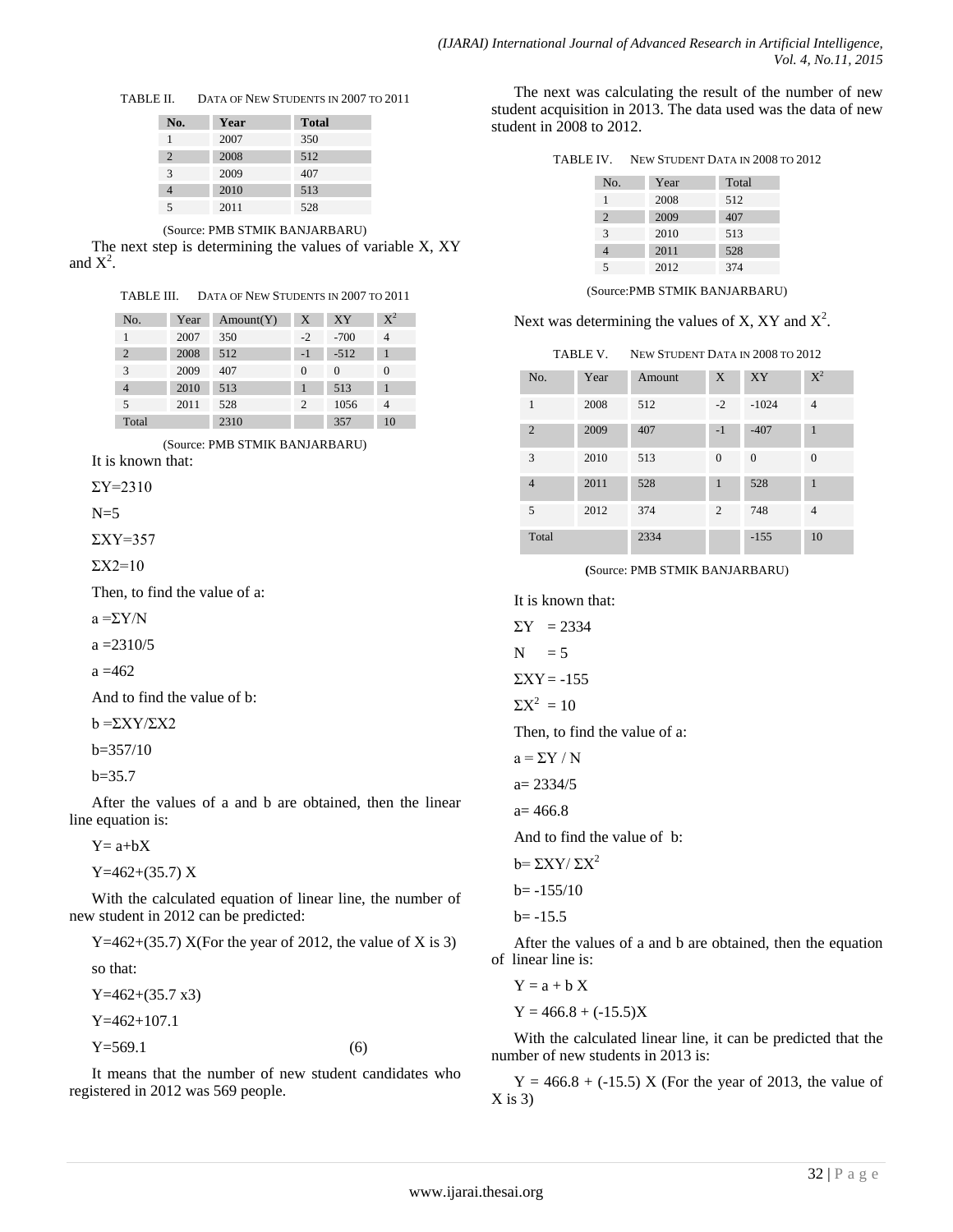TABLE II. DATA OF NEW STUDENTS IN 2007 TO 2011

| No. | Year | Total |
|---|---|---|
| 1 | 2007 | 350 |
| 2 | 2008 | 512 |
| 3 | 2009 | 407 |
| 4 | 2010 | 513 |
| 5 | 2011 | 528 |

(Source: PMB STMIK BANJARBARU)

The next step is determining the values of variable X, XY and $X^2$.

TABLE III. DATA OF NEW STUDENTS IN 2007 TO 2011

| No. | Year | Amount(Y) | X | XY | $X^2$ |
|---|---|---|---|---|---|
| 1 | 2007 | 350 | -2 | -700 | 4 |
| 2 | 2008 | 512 | -1 | -512 | 1 |
| 3 | 2009 | 407 | 0 | 0 | 0 |
| 4 | 2010 | 513 | 1 | 513 | 1 |
| 5 | 2011 | 528 | 2 | 1056 | 4 |
| Total | | 2310 | | 357 | 10 |

(Source: PMB STMIK BANJARBARU)

It is known that:

$\Sigma Y=2310$

$N=5$

$\Sigma XY=357$

$\Sigma X2=10$

Then, to find the value of a:

$a = \Sigma Y/N$

$a = 2310/5$

$a = 462$

And to find the value of b:

$b = \Sigma XY/\Sigma X2$

$b=357/10$

$b=35.7$

After the values of a and b are obtained, then the linear line equation is:

$Y= a+bX$

$Y=462+(35.7)\ X$

With the calculated equation of linear line, the number of new student in 2012 can be predicted:

$Y=462+(35.7)\ X$(For the year of 2012, the value of X is 3)

so that:

$Y=462+(35.7 \times 3)$

$Y=462+107.1$

$$Y=569.1 \quad (6)$$

It means that the number of new student candidates who registered in 2012 was 569 people.

The next was calculating the result of the number of new student acquisition in 2013. The data used was the data of new student in 2008 to 2012.

TABLE IV. NEW STUDENT DATA IN 2008 TO 2012

| No. | Year | Total |
|---|---|---|
| 1 | 2008 | 512 |
| 2 | 2009 | 407 |
| 3 | 2010 | 513 |
| 4 | 2011 | 528 |
| 5 | 2012 | 374 |

(Source:PMB STMIK BANJARBARU)

Next was determining the values of X, XY and $X^2$.

TABLE V. NEW STUDENT DATA IN 2008 TO 2012

| No. | Year | Amount | X | XY | $X^2$ |
|---|---|---|---|---|---|
| 1 | 2008 | 512 | -2 | -1024 | 4 |
| 2 | 2009 | 407 | -1 | -407 | 1 |
| 3 | 2010 | 513 | 0 | 0 | 0 |
| 4 | 2011 | 528 | 1 | 528 | 1 |
| 5 | 2012 | 374 | 2 | 748 | 4 |
| Total | | 2334 | | -155 | 10 |

(Source: PMB STMIK BANJARBARU)

It is known that:

$\Sigma Y = 2334$

$N = 5$

$\Sigma XY = -155$

$\Sigma X^2 = 10$

Then, to find the value of a:

$a = \Sigma Y / N$

$a= 2334/5$

$a= 466.8$

And to find the value of b:

$b= \Sigma XY/ \Sigma X^2$

$b= -155/10$

$b= -15.5$

After the values of a and b are obtained, then the equation of linear line is:

$Y = a + b X$

$Y = 466.8 + (-15.5)X$

With the calculated linear line, it can be predicted that the number of new students in 2013 is:

$Y = 466.8 + (-15.5)\ X$ (For the year of 2013, the value of X is 3)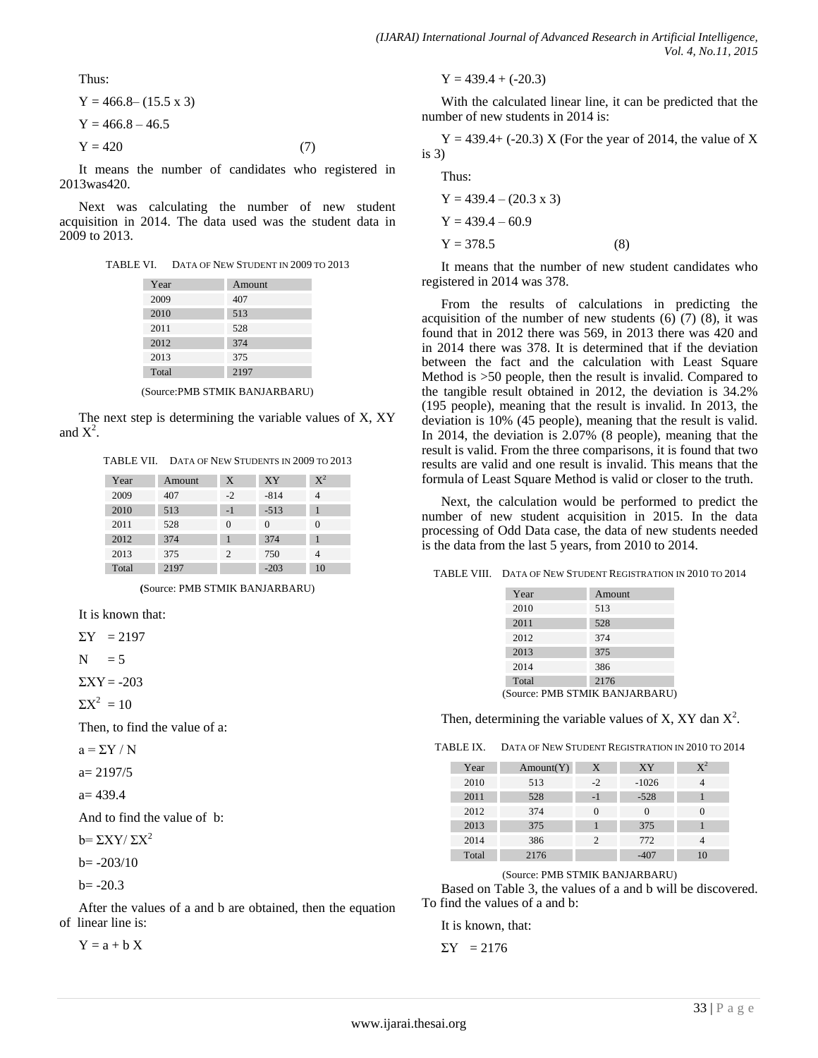Thus:

$Y = 466.8– (15.5 \times 3)$

$Y = 466.8 – 46.5$

$Y = 420$ (7)

It means the number of candidates who registered in 2013was420.

Next was calculating the number of new student acquisition in 2014. The data used was the student data in 2009 to 2013.

TABLE VI. DATA OF NEW STUDENT IN 2009 TO 2013

| Year | Amount |
|---|---|
| 2009 | 407 |
| 2010 | 513 |
| 2011 | 528 |
| 2012 | 374 |
| 2013 | 375 |
| Total | 2197 |

(Source:PMB STMIK BANJARBARU)

The next step is determining the variable values of X, XY and $X^2$.

TABLE VII. DATA OF NEW STUDENTS IN 2009 TO 2013

| Year | Amount | X | XY | $X^2$ |
|---|---|---|---|---|
| 2009 | 407 | -2 | -814 | 4 |
| 2010 | 513 | -1 | -513 | 1 |
| 2011 | 528 | 0 | 0 | 0 |
| 2012 | 374 | 1 | 374 | 1 |
| 2013 | 375 | 2 | 750 | 4 |
| Total | 2197 | | -203 | 10 |

(Source: PMB STMIK BANJARBARU)

It is known that:

$\Sigma Y = 2197$

$N = 5$

$\Sigma XY = -203$

$\Sigma X^2 = 10$

Then, to find the value of a:

$a = \Sigma Y / N$

$a= 2197/5$

$a= 439.4$

And to find the value of b:

$b= \Sigma XY/ \Sigma X^2$

$b= -203/10$

$b= -20.3$

After the values of a and b are obtained, then the equation of linear line is:

$Y = a + b X$

$Y = 439.4 + (-20.3)$

With the calculated linear line, it can be predicted that the number of new students in 2014 is:

$Y = 439.4+ (-20.3) X$ (For the year of 2014, the value of X is 3)

Thus:

$Y = 439.4 – (20.3 \times 3)$

$Y = 439.4 – 60.9$

$Y = 378.5$ (8)

It means that the number of new student candidates who registered in 2014 was 378.

From the results of calculations in predicting the acquisition of the number of new students (6) (7) (8), it was found that in 2012 there was 569, in 2013 there was 420 and in 2014 there was 378. It is determined that if the deviation between the fact and the calculation with Least Square Method is >50 people, then the result is invalid. Compared to the tangible result obtained in 2012, the deviation is 34.2% (195 people), meaning that the result is invalid. In 2013, the deviation is 10% (45 people), meaning that the result is valid. In 2014, the deviation is 2.07% (8 people), meaning that the result is valid. From the three comparisons, it is found that two results are valid and one result is invalid. This means that the formula of Least Square Method is valid or closer to the truth.

Next, the calculation would be performed to predict the number of new student acquisition in 2015. In the data processing of Odd Data case, the data of new students needed is the data from the last 5 years, from 2010 to 2014.

TABLE VIII. DATA OF NEW STUDENT REGISTRATION IN 2010 TO 2014

| Year | Amount |
|---|---|
| 2010 | 513 |
| 2011 | 528 |
| 2012 | 374 |
| 2013 | 375 |
| 2014 | 386 |
| Total | 2176 |

(Source: PMB STMIK BANJARBARU)

Then, determining the variable values of X, XY dan $X^2$.

TABLE IX. DATA OF NEW STUDENT REGISTRATION IN 2010 TO 2014

| Year | Amount(Y) | X | XY | $X^2$ |
|---|---|---|---|---|
| 2010 | 513 | -2 | -1026 | 4 |
| 2011 | 528 | -1 | -528 | 1 |
| 2012 | 374 | 0 | 0 | 0 |
| 2013 | 375 | 1 | 375 | 1 |
| 2014 | 386 | 2 | 772 | 4 |
| Total | 2176 | | -407 | 10 |

(Source: PMB STMIK BANJARBARU)

Based on Table 3, the values of a and b will be discovered. To find the values of a and b:

It is known, that:

$\Sigma Y = 2176$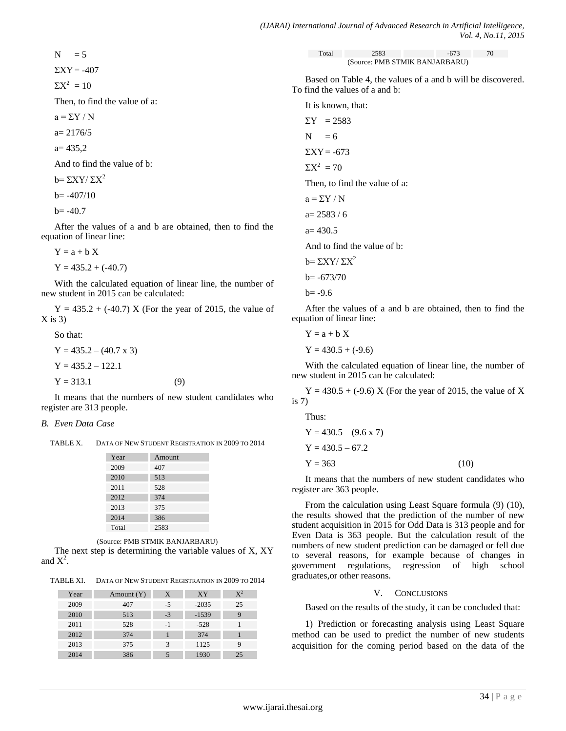N = 5

$\Sigma XY = -407$

$\Sigma X^2 = 10$

Then, to find the value of a:

$a = \Sigma Y / N$

a= 2176/5

a= 435,2

And to find the value of b:

$b = \Sigma XY / \Sigma X^2$

b= -407/10

b= -40.7

After the values of a and b are obtained, then to find the equation of linear line:

Y = a + b X

Y = 435.2 + (-40.7)

With the calculated equation of linear line, the number of new student in 2015 can be calculated:

Y = 435.2 + (-40.7) X (For the year of 2015, the value of X is 3)

So that:

Y = 435.2 – (40.7 x 3)

Y = 435.2 – 122.1

Y = 313.1 (9)

It means that the numbers of new student candidates who register are 313 people.

*B. Even Data Case*

TABLE X. DATA OF NEW STUDENT REGISTRATION IN 2009 TO 2014

| Year | Amount |
|---|---|
| 2009 | 407 |
| 2010 | 513 |
| 2011 | 528 |
| 2012 | 374 |
| 2013 | 375 |
| 2014 | 386 |
| Total | 2583 |

(Source: PMB STMIK BANJARBARU)

The next step is determining the variable values of X, XY and $X^2$.

TABLE XI. DATA OF NEW STUDENT REGISTRATION IN 2009 TO 2014

| Year | Amount (Y) | X | XY | $X^2$ |
|---|---|---|---|---|
| 2009 | 407 | -5 | -2035 | 25 |
| 2010 | 513 | -3 | -1539 | 9 |
| 2011 | 528 | -1 | -528 | 1 |
| 2012 | 374 | 1 | 374 | 1 |
| 2013 | 375 | 3 | 1125 | 9 |
| 2014 | 386 | 5 | 1930 | 25 |
| Total | 2583 | | -673 | 70 |

(Source: PMB STMIK BANJARBARU)

Based on Table 4, the values of a and b will be discovered. To find the values of a and b:

It is known, that:

$\Sigma Y = 2583$

N = 6

$\Sigma XY = -673$

$\Sigma X^2 = 70$

Then, to find the value of a:

$a = \Sigma Y / N$

a= 2583 / 6

a= 430.5

And to find the value of b:

$b = \Sigma XY / \Sigma X^2$

b= -673/70

b= -9.6

After the values of a and b are obtained, then to find the equation of linear line:

Y = a + b X

Y = 430.5 + (-9.6)

With the calculated equation of linear line, the number of new student in 2015 can be calculated:

Y = 430.5 + (-9.6) X (For the year of 2015, the value of X is 7)

Thus:

Y = 430.5 – (9.6 x 7)

Y = 430.5 – 67.2

Y = 363 (10)

It means that the numbers of new student candidates who register are 363 people.

From the calculation using Least Square formula (9) (10), the results showed that the prediction of the number of new student acquisition in 2015 for Odd Data is 313 people and for Even Data is 363 people. But the calculation result of the numbers of new student prediction can be damaged or fell due to several reasons, for example because of changes in government regulations, regression of high school graduates,or other reasons.

## V. CONCLUSIONS

Based on the results of the study, it can be concluded that:

1) Prediction or forecasting analysis using Least Square method can be used to predict the number of new students acquisition for the coming period based on the data of the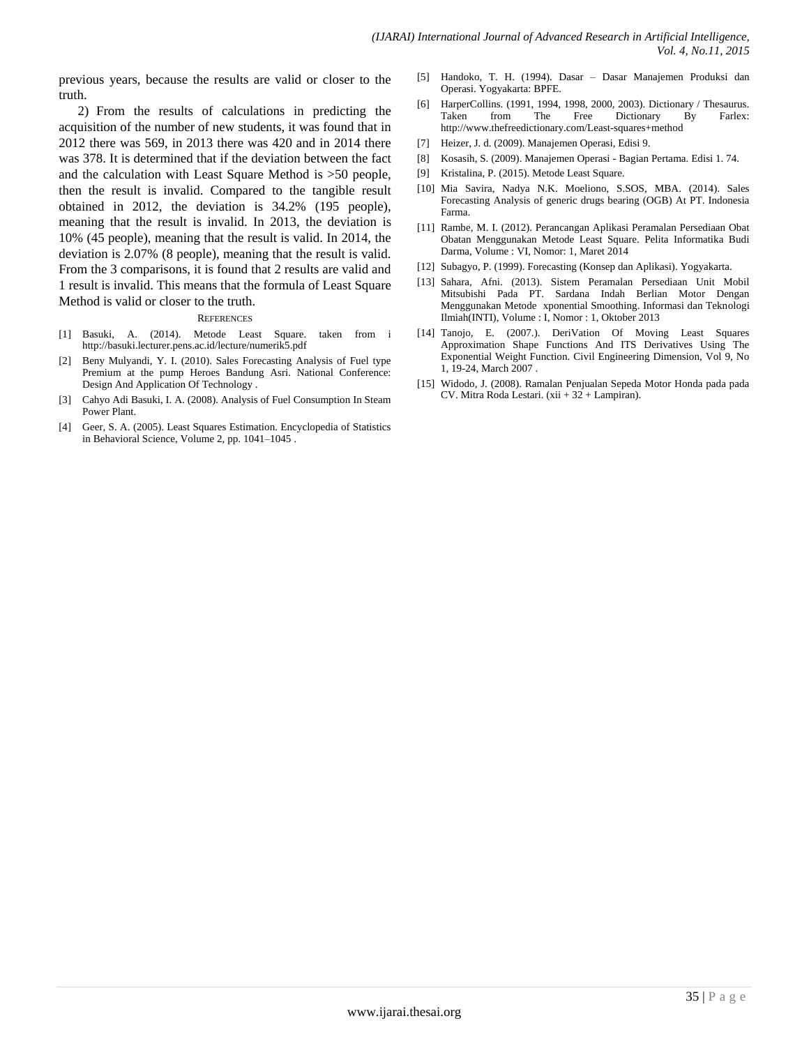previous years, because the results are valid or closer to the truth.

2) From the results of calculations in predicting the acquisition of the number of new students, it was found that in 2012 there was 569, in 2013 there was 420 and in 2014 there was 378. It is determined that if the deviation between the fact and the calculation with Least Square Method is >50 people, then the result is invalid. Compared to the tangible result obtained in 2012, the deviation is 34.2% (195 people), meaning that the result is invalid. In 2013, the deviation is 10% (45 people), meaning that the result is valid. In 2014, the deviation is 2.07% (8 people), meaning that the result is valid. From the 3 comparisons, it is found that 2 results are valid and 1 result is invalid. This means that the formula of Least Square Method is valid or closer to the truth.

## References

[1] Basuki, A. (2014). Metode Least Square. taken from i http://basuki.lecturer.pens.ac.id/lecture/numerik5.pdf

[2] Beny Mulyandi, Y. I. (2010). Sales Forecasting Analysis of Fuel type Premium at the pump Heroes Bandung Asri. National Conference: Design And Application Of Technology .

[3] Cahyo Adi Basuki, I. A. (2008). Analysis of Fuel Consumption In Steam Power Plant.

[4] Geer, S. A. (2005). Least Squares Estimation. Encyclopedia of Statistics in Behavioral Science, Volume 2, pp. 1041–1045 .

[5] Handoko, T. H. (1994). Dasar – Dasar Manajemen Produksi dan Operasi. Yogyakarta: BPFE.

[6] HarperCollins. (1991, 1994, 1998, 2000, 2003). Dictionary / Thesaurus. Taken from The Free Dictionary By Farlex: http://www.thefreedictionary.com/Least-squares+method

[7] Heizer, J. d. (2009). Manajemen Operasi, Edisi 9.

[8] Kosasih, S. (2009). Manajemen Operasi - Bagian Pertama. Edisi 1. 74.

[9] Kristalina, P. (2015). Metode Least Square.

[10] Mia Savira, Nadya N.K. Moeliono, S.SOS, MBA. (2014). Sales Forecasting Analysis of generic drugs bearing (OGB) At PT. Indonesia Farma.

[11] Rambe, M. I. (2012). Perancangan Aplikasi Peramalan Persediaan Obat Obatan Menggunakan Metode Least Square. Pelita Informatika Budi Darma, Volume : VI, Nomor: 1, Maret 2014

[12] Subagyo, P. (1999). Forecasting (Konsep dan Aplikasi). Yogyakarta.

[13] Sahara, Afni. (2013). Sistem Peramalan Persediaan Unit Mobil Mitsubishi Pada PT. Sardana Indah Berlian Motor Dengan Menggunakan Metode xponential Smoothing. Informasi dan Teknologi Ilmiah(INTI), Volume : I, Nomor : 1, Oktober 2013

[14] Tanojo, E. (2007.). DeriVation Of Moving Least Squares Approximation Shape Functions And ITS Derivatives Using The Exponential Weight Function. Civil Engineering Dimension, Vol 9, No 1, 19-24, March 2007 .

[15] Widodo, J. (2008). Ramalan Penjualan Sepeda Motor Honda pada pada CV. Mitra Roda Lestari. (xii + 32 + Lampiran).